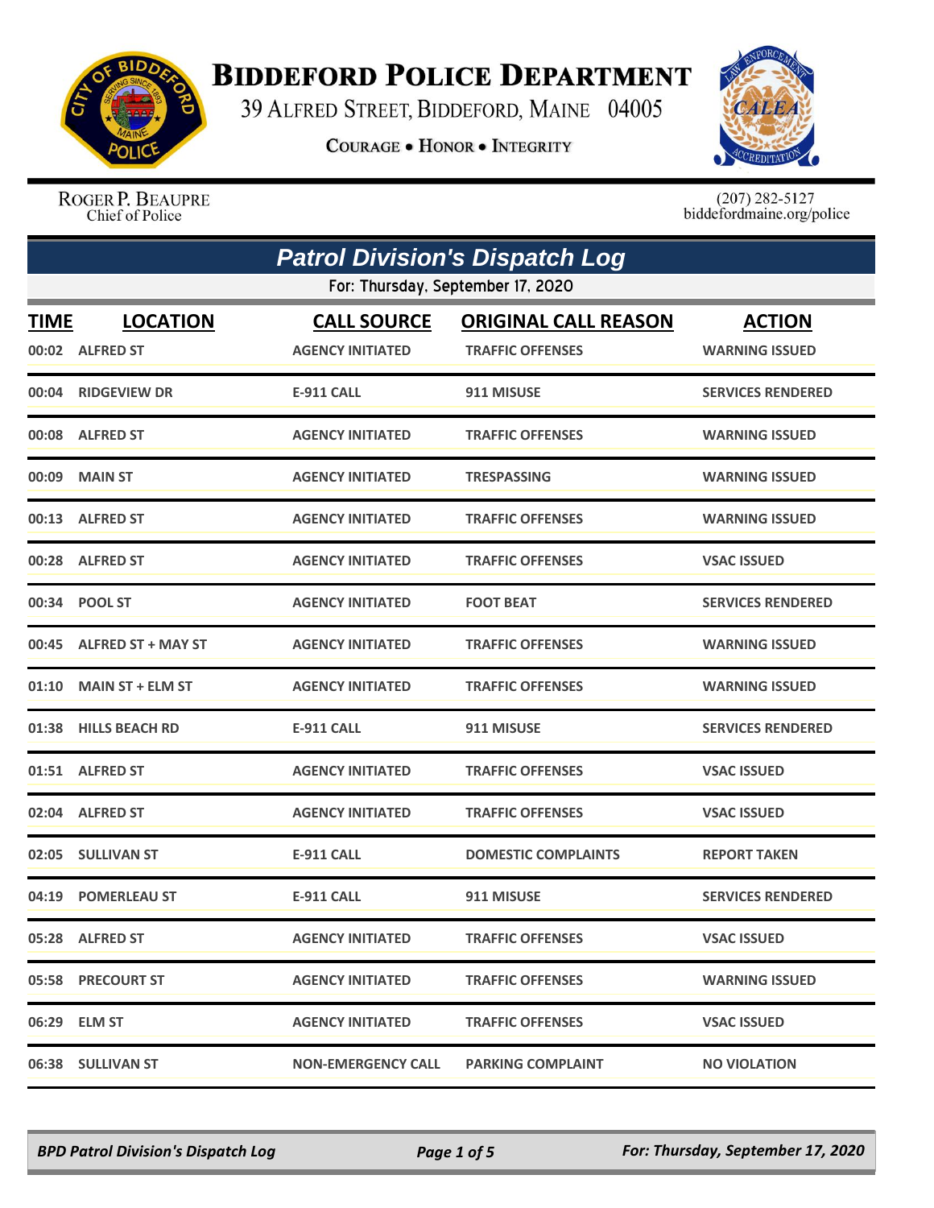# BIDDEFORD POLICE DEPARTMENT

39 ALFRED STREET, BIDDEFORD, MAINE 04005

COURAGE • HONOR • INTEGRITY

ROGER P. BEAUPRE
Chief of Police

(207) 282-5127
biddefordmaine.org/police

## Patrol Division's Dispatch Log

For: Thursday, September 17, 2020

| TIME | LOCATION | CALL SOURCE | ORIGINAL CALL REASON | ACTION |
|---|---|---|---|---|
| 00:02 | ALFRED ST | AGENCY INITIATED | TRAFFIC OFFENSES | WARNING ISSUED |
| 00:04 | RIDGEVIEW DR | E-911 CALL | 911 MISUSE | SERVICES RENDERED |
| 00:08 | ALFRED ST | AGENCY INITIATED | TRAFFIC OFFENSES | WARNING ISSUED |
| 00:09 | MAIN ST | AGENCY INITIATED | TRESPASSING | WARNING ISSUED |
| 00:13 | ALFRED ST | AGENCY INITIATED | TRAFFIC OFFENSES | WARNING ISSUED |
| 00:28 | ALFRED ST | AGENCY INITIATED | TRAFFIC OFFENSES | VSAC ISSUED |
| 00:34 | POOL ST | AGENCY INITIATED | FOOT BEAT | SERVICES RENDERED |
| 00:45 | ALFRED ST + MAY ST | AGENCY INITIATED | TRAFFIC OFFENSES | WARNING ISSUED |
| 01:10 | MAIN ST + ELM ST | AGENCY INITIATED | TRAFFIC OFFENSES | WARNING ISSUED |
| 01:38 | HILLS BEACH RD | E-911 CALL | 911 MISUSE | SERVICES RENDERED |
| 01:51 | ALFRED ST | AGENCY INITIATED | TRAFFIC OFFENSES | VSAC ISSUED |
| 02:04 | ALFRED ST | AGENCY INITIATED | TRAFFIC OFFENSES | VSAC ISSUED |
| 02:05 | SULLIVAN ST | E-911 CALL | DOMESTIC COMPLAINTS | REPORT TAKEN |
| 04:19 | POMERLEAU ST | E-911 CALL | 911 MISUSE | SERVICES RENDERED |
| 05:28 | ALFRED ST | AGENCY INITIATED | TRAFFIC OFFENSES | VSAC ISSUED |
| 05:58 | PRECOURT ST | AGENCY INITIATED | TRAFFIC OFFENSES | WARNING ISSUED |
| 06:29 | ELM ST | AGENCY INITIATED | TRAFFIC OFFENSES | VSAC ISSUED |
| 06:38 | SULLIVAN ST | NON-EMERGENCY CALL | PARKING COMPLAINT | NO VIOLATION |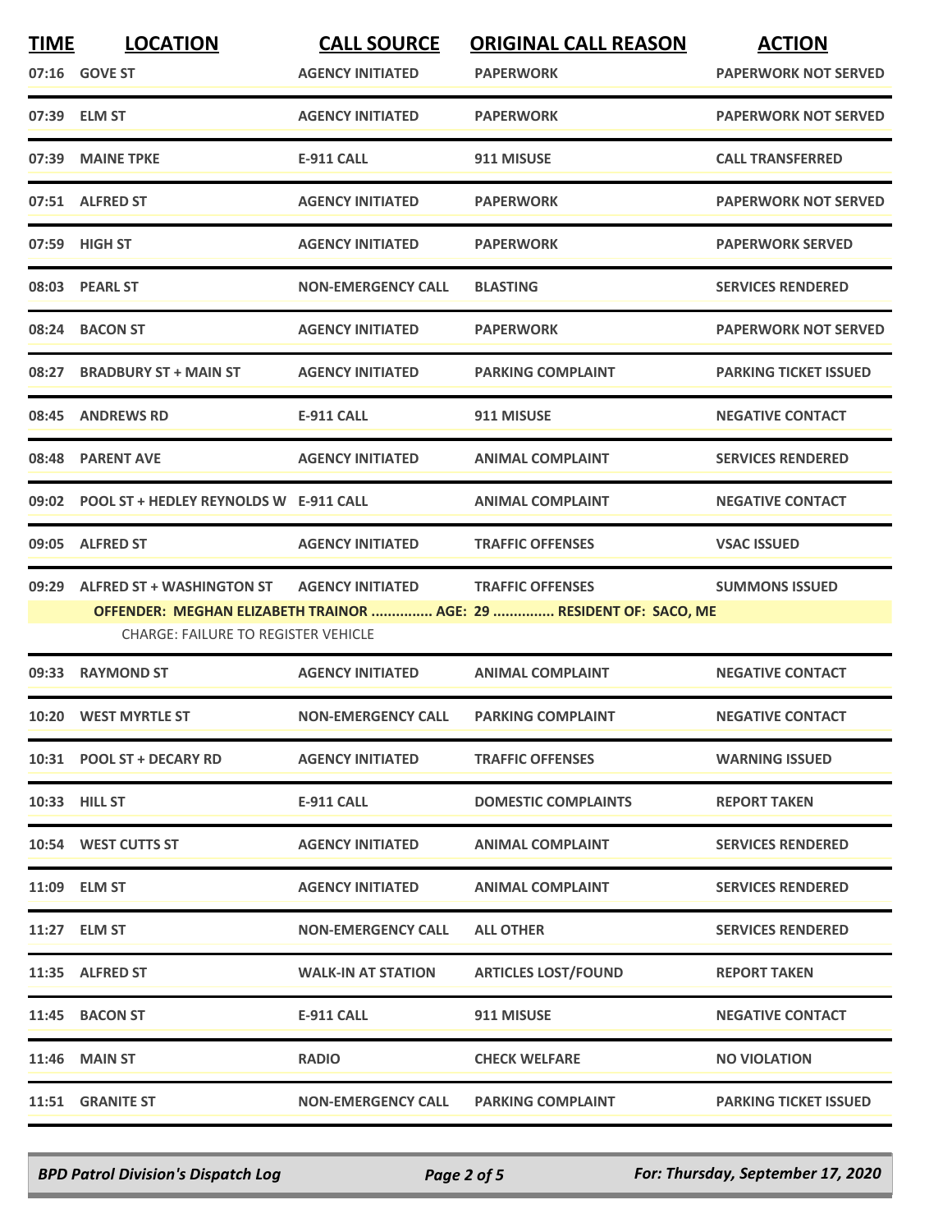| TIME | LOCATION | CALL SOURCE | ORIGINAL CALL REASON | ACTION |
|---|---|---|---|---|
| 07:16 | GOVE ST | AGENCY INITIATED | PAPERWORK | PAPERWORK NOT SERVED |
| 07:39 | ELM ST | AGENCY INITIATED | PAPERWORK | PAPERWORK NOT SERVED |
| 07:39 | MAINE TPKE | E-911 CALL | 911 MISUSE | CALL TRANSFERRED |
| 07:51 | ALFRED ST | AGENCY INITIATED | PAPERWORK | PAPERWORK NOT SERVED |
| 07:59 | HIGH ST | AGENCY INITIATED | PAPERWORK | PAPERWORK SERVED |
| 08:03 | PEARL ST | NON-EMERGENCY CALL | BLASTING | SERVICES RENDERED |
| 08:24 | BACON ST | AGENCY INITIATED | PAPERWORK | PAPERWORK NOT SERVED |
| 08:27 | BRADBURY ST + MAIN ST | AGENCY INITIATED | PARKING COMPLAINT | PARKING TICKET ISSUED |
| 08:45 | ANDREWS RD | E-911 CALL | 911 MISUSE | NEGATIVE CONTACT |
| 08:48 | PARENT AVE | AGENCY INITIATED | ANIMAL COMPLAINT | SERVICES RENDERED |
| 09:02 | POOL ST + HEDLEY REYNOLDS W | E-911 CALL | ANIMAL COMPLAINT | NEGATIVE CONTACT |
| 09:05 | ALFRED ST | AGENCY INITIATED | TRAFFIC OFFENSES | VSAC ISSUED |
| 09:29 | ALFRED ST + WASHINGTON ST | AGENCY INITIATED | TRAFFIC OFFENSES | SUMMONS ISSUED |
| | **OFFENDER: MEGHAN ELIZABETH TRAINOR ............... AGE: 29 ............... RESIDENT OF: SACO, ME** | | | |
| | CHARGE: FAILURE TO REGISTER VEHICLE | | | |
| 09:33 | RAYMOND ST | AGENCY INITIATED | ANIMAL COMPLAINT | NEGATIVE CONTACT |
| 10:20 | WEST MYRTLE ST | NON-EMERGENCY CALL | PARKING COMPLAINT | NEGATIVE CONTACT |
| 10:31 | POOL ST + DECARY RD | AGENCY INITIATED | TRAFFIC OFFENSES | WARNING ISSUED |
| 10:33 | HILL ST | E-911 CALL | DOMESTIC COMPLAINTS | REPORT TAKEN |
| 10:54 | WEST CUTTS ST | AGENCY INITIATED | ANIMAL COMPLAINT | SERVICES RENDERED |
| 11:09 | ELM ST | AGENCY INITIATED | ANIMAL COMPLAINT | SERVICES RENDERED |
| 11:27 | ELM ST | NON-EMERGENCY CALL | ALL OTHER | SERVICES RENDERED |
| 11:35 | ALFRED ST | WALK-IN AT STATION | ARTICLES LOST/FOUND | REPORT TAKEN |
| 11:45 | BACON ST | E-911 CALL | 911 MISUSE | NEGATIVE CONTACT |
| 11:46 | MAIN ST | RADIO | CHECK WELFARE | NO VIOLATION |
| 11:51 | GRANITE ST | NON-EMERGENCY CALL | PARKING COMPLAINT | PARKING TICKET ISSUED |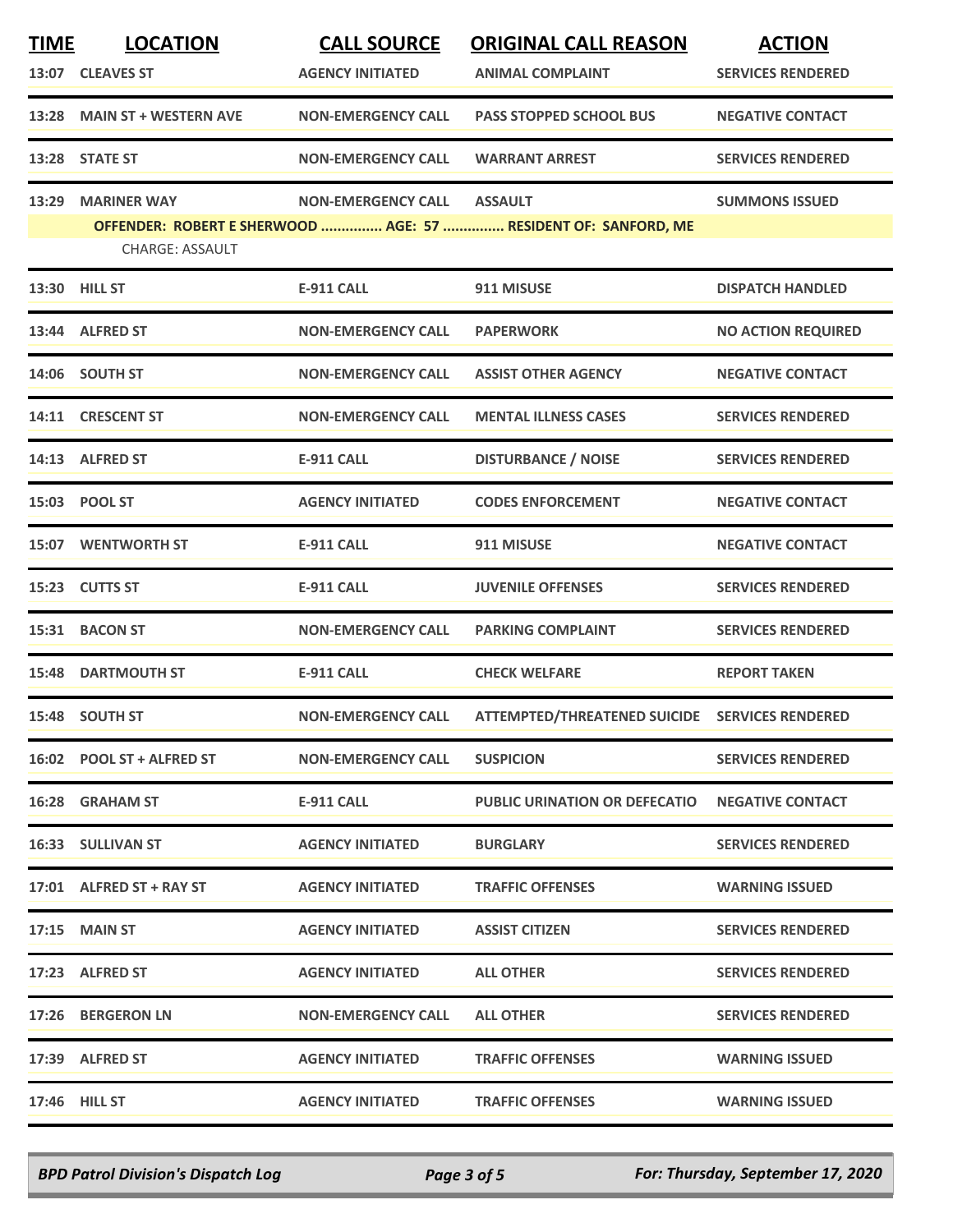| TIME | LOCATION | CALL SOURCE | ORIGINAL CALL REASON | ACTION |
|---|---|---|---|---|
| 13:07 | CLEAVES ST | AGENCY INITIATED | ANIMAL COMPLAINT | SERVICES RENDERED |
| 13:28 | MAIN ST + WESTERN AVE | NON-EMERGENCY CALL | PASS STOPPED SCHOOL BUS | NEGATIVE CONTACT |
| 13:28 | STATE ST | NON-EMERGENCY CALL | WARRANT ARREST | SERVICES RENDERED |
| 13:29 | MARINER WAY | NON-EMERGENCY CALL | ASSAULT | SUMMONS ISSUED |
| | OFFENDER: ROBERT E SHERWOOD ............... AGE: 57 ............... RESIDENT OF: SANFORD, ME | | | |
| | CHARGE: ASSAULT | | | |
| 13:30 | HILL ST | E-911 CALL | 911 MISUSE | DISPATCH HANDLED |
| 13:44 | ALFRED ST | NON-EMERGENCY CALL | PAPERWORK | NO ACTION REQUIRED |
| 14:06 | SOUTH ST | NON-EMERGENCY CALL | ASSIST OTHER AGENCY | NEGATIVE CONTACT |
| 14:11 | CRESCENT ST | NON-EMERGENCY CALL | MENTAL ILLNESS CASES | SERVICES RENDERED |
| 14:13 | ALFRED ST | E-911 CALL | DISTURBANCE / NOISE | SERVICES RENDERED |
| 15:03 | POOL ST | AGENCY INITIATED | CODES ENFORCEMENT | NEGATIVE CONTACT |
| 15:07 | WENTWORTH ST | E-911 CALL | 911 MISUSE | NEGATIVE CONTACT |
| 15:23 | CUTTS ST | E-911 CALL | JUVENILE OFFENSES | SERVICES RENDERED |
| 15:31 | BACON ST | NON-EMERGENCY CALL | PARKING COMPLAINT | SERVICES RENDERED |
| 15:48 | DARTMOUTH ST | E-911 CALL | CHECK WELFARE | REPORT TAKEN |
| 15:48 | SOUTH ST | NON-EMERGENCY CALL | ATTEMPTED/THREATENED SUICIDE | SERVICES RENDERED |
| 16:02 | POOL ST + ALFRED ST | NON-EMERGENCY CALL | SUSPICION | SERVICES RENDERED |
| 16:28 | GRAHAM ST | E-911 CALL | PUBLIC URINATION OR DEFECATIO | NEGATIVE CONTACT |
| 16:33 | SULLIVAN ST | AGENCY INITIATED | BURGLARY | SERVICES RENDERED |
| 17:01 | ALFRED ST + RAY ST | AGENCY INITIATED | TRAFFIC OFFENSES | WARNING ISSUED |
| 17:15 | MAIN ST | AGENCY INITIATED | ASSIST CITIZEN | SERVICES RENDERED |
| 17:23 | ALFRED ST | AGENCY INITIATED | ALL OTHER | SERVICES RENDERED |
| 17:26 | BERGERON LN | NON-EMERGENCY CALL | ALL OTHER | SERVICES RENDERED |
| 17:39 | ALFRED ST | AGENCY INITIATED | TRAFFIC OFFENSES | WARNING ISSUED |
| 17:46 | HILL ST | AGENCY INITIATED | TRAFFIC OFFENSES | WARNING ISSUED |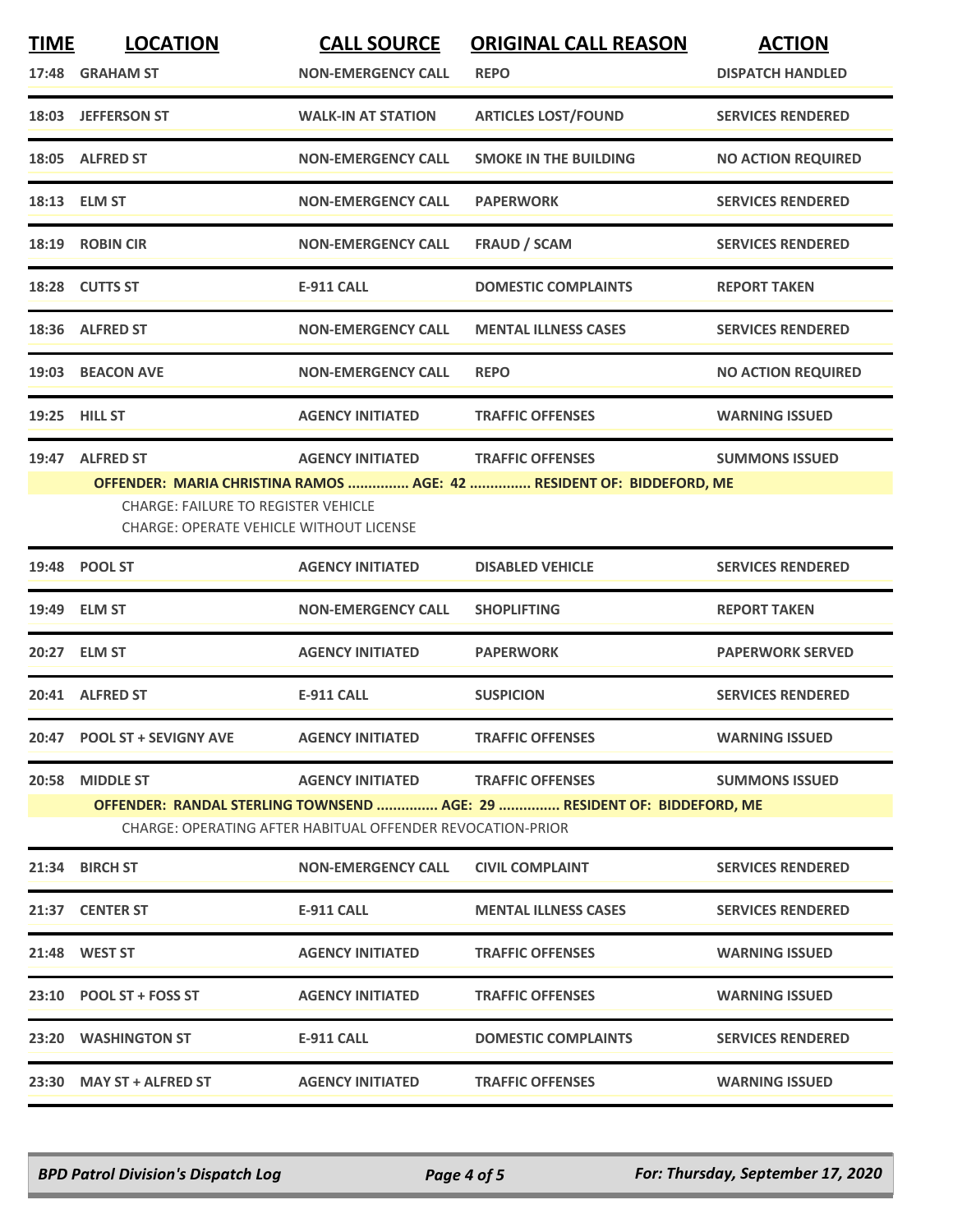| TIME | LOCATION | CALL SOURCE | ORIGINAL CALL REASON | ACTION |
|---|---|---|---|---|
| 17:48 | GRAHAM ST | NON-EMERGENCY CALL | REPO | DISPATCH HANDLED |
| 18:03 | JEFFERSON ST | WALK-IN AT STATION | ARTICLES LOST/FOUND | SERVICES RENDERED |
| 18:05 | ALFRED ST | NON-EMERGENCY CALL | SMOKE IN THE BUILDING | NO ACTION REQUIRED |
| 18:13 | ELM ST | NON-EMERGENCY CALL | PAPERWORK | SERVICES RENDERED |
| 18:19 | ROBIN CIR | NON-EMERGENCY CALL | FRAUD / SCAM | SERVICES RENDERED |
| 18:28 | CUTTS ST | E-911 CALL | DOMESTIC COMPLAINTS | REPORT TAKEN |
| 18:36 | ALFRED ST | NON-EMERGENCY CALL | MENTAL ILLNESS CASES | SERVICES RENDERED |
| 19:03 | BEACON AVE | NON-EMERGENCY CALL | REPO | NO ACTION REQUIRED |
| 19:25 | HILL ST | AGENCY INITIATED | TRAFFIC OFFENSES | WARNING ISSUED |
| 19:47 | ALFRED ST | AGENCY INITIATED | TRAFFIC OFFENSES | SUMMONS ISSUED |

**OFFENDER: MARIA CHRISTINA RAMOS ............... AGE: 42 ............... RESIDENT OF: BIDDEFORD, ME**

CHARGE: FAILURE TO REGISTER VEHICLE
CHARGE: OPERATE VEHICLE WITHOUT LICENSE

| TIME | LOCATION | CALL SOURCE | ORIGINAL CALL REASON | ACTION |
|---|---|---|---|---|
| 19:48 | POOL ST | AGENCY INITIATED | DISABLED VEHICLE | SERVICES RENDERED |
| 19:49 | ELM ST | NON-EMERGENCY CALL | SHOPLIFTING | REPORT TAKEN |
| 20:27 | ELM ST | AGENCY INITIATED | PAPERWORK | PAPERWORK SERVED |
| 20:41 | ALFRED ST | E-911 CALL | SUSPICION | SERVICES RENDERED |
| 20:47 | POOL ST + SEVIGNY AVE | AGENCY INITIATED | TRAFFIC OFFENSES | WARNING ISSUED |
| 20:58 | MIDDLE ST | AGENCY INITIATED | TRAFFIC OFFENSES | SUMMONS ISSUED |

**OFFENDER: RANDAL STERLING TOWNSEND ............... AGE: 29 ............... RESIDENT OF: BIDDEFORD, ME**

CHARGE: OPERATING AFTER HABITUAL OFFENDER REVOCATION-PRIOR

| TIME | LOCATION | CALL SOURCE | ORIGINAL CALL REASON | ACTION |
|---|---|---|---|---|
| 21:34 | BIRCH ST | NON-EMERGENCY CALL | CIVIL COMPLAINT | SERVICES RENDERED |
| 21:37 | CENTER ST | E-911 CALL | MENTAL ILLNESS CASES | SERVICES RENDERED |
| 21:48 | WEST ST | AGENCY INITIATED | TRAFFIC OFFENSES | WARNING ISSUED |
| 23:10 | POOL ST + FOSS ST | AGENCY INITIATED | TRAFFIC OFFENSES | WARNING ISSUED |
| 23:20 | WASHINGTON ST | E-911 CALL | DOMESTIC COMPLAINTS | SERVICES RENDERED |
| 23:30 | MAY ST + ALFRED ST | AGENCY INITIATED | TRAFFIC OFFENSES | WARNING ISSUED |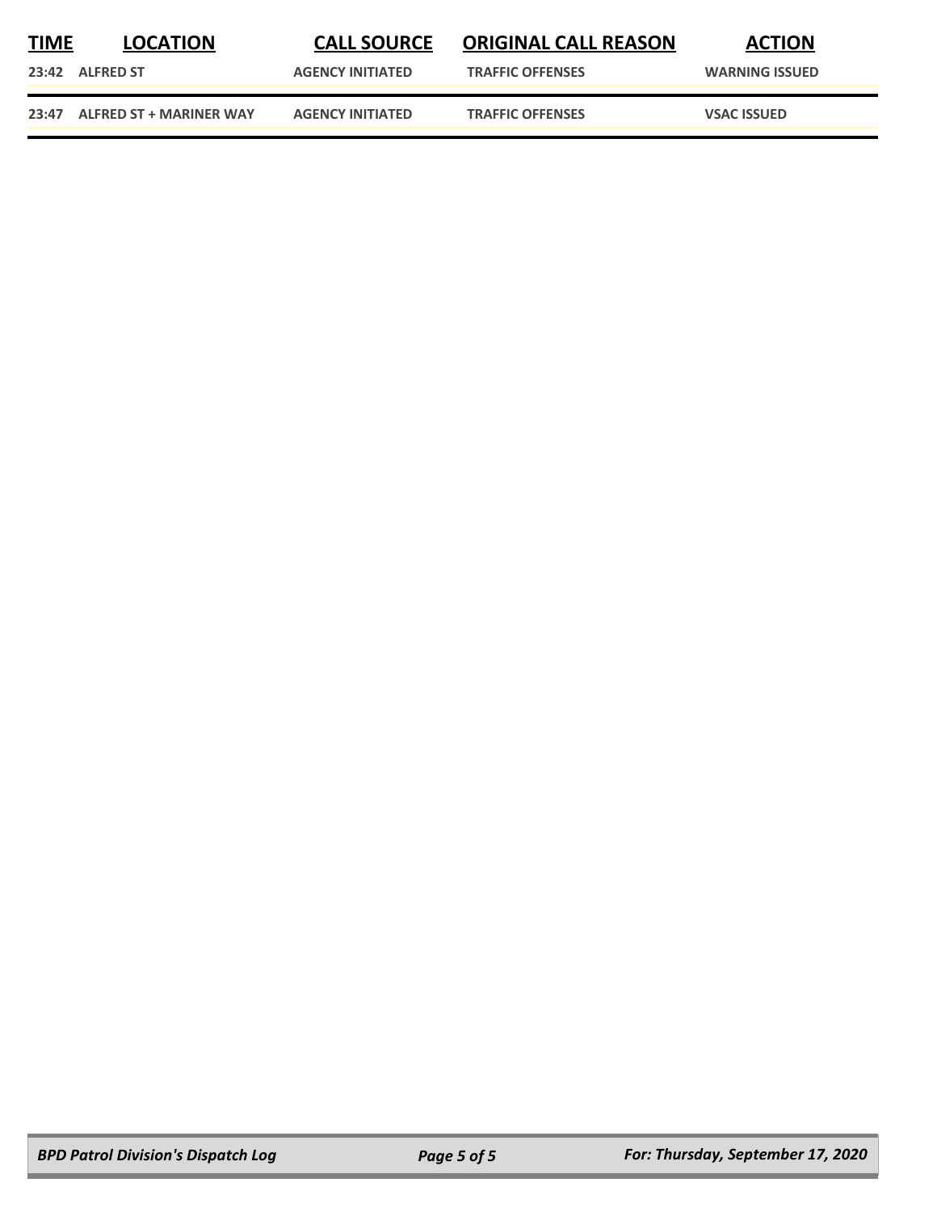| TIME | LOCATION | CALL SOURCE | ORIGINAL CALL REASON | ACTION |
|---|---|---|---|---|
| 23:42 | ALFRED ST | AGENCY INITIATED | TRAFFIC OFFENSES | WARNING ISSUED |
| 23:47 | ALFRED ST + MARINER WAY | AGENCY INITIATED | TRAFFIC OFFENSES | VSAC ISSUED |